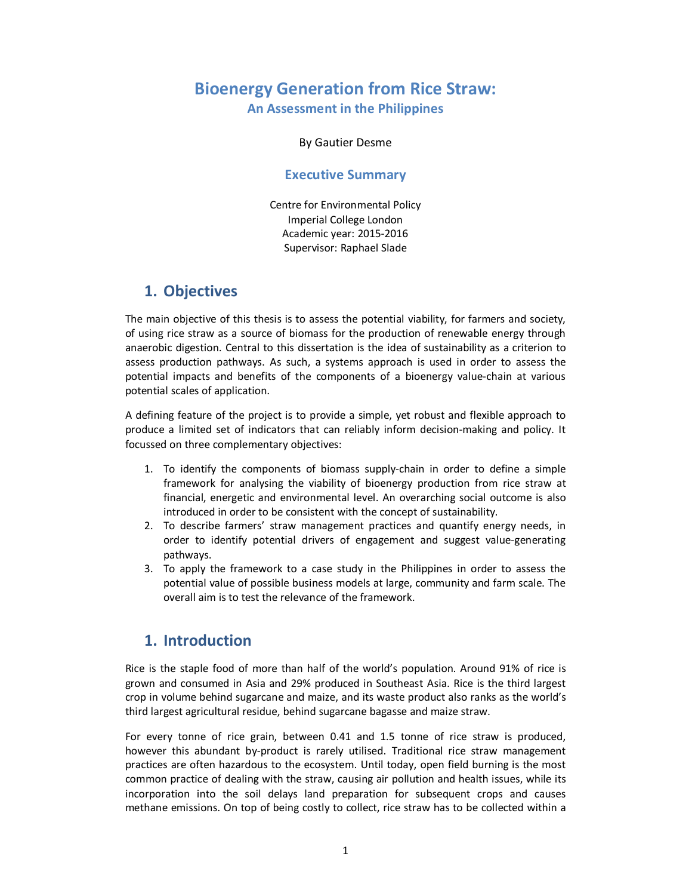# Bioenergy Generation from Rice Straw:

## An Assessment in the Philippines

By Gautier Desme

## Executive Summary

Centre for Environmental Policy
Imperial College London
Academic year: 2015-2016
Supervisor: Raphael Slade

## 1. Objectives

The main objective of this thesis is to assess the potential viability, for farmers and society, of using rice straw as a source of biomass for the production of renewable energy through anaerobic digestion. Central to this dissertation is the idea of sustainability as a criterion to assess production pathways. As such, a systems approach is used in order to assess the potential impacts and benefits of the components of a bioenergy value-chain at various potential scales of application.

A defining feature of the project is to provide a simple, yet robust and flexible approach to produce a limited set of indicators that can reliably inform decision-making and policy. It focussed on three complementary objectives:

1. To identify the components of biomass supply-chain in order to define a simple framework for analysing the viability of bioenergy production from rice straw at financial, energetic and environmental level. An overarching social outcome is also introduced in order to be consistent with the concept of sustainability.
2. To describe farmers' straw management practices and quantify energy needs, in order to identify potential drivers of engagement and suggest value-generating pathways.
3. To apply the framework to a case study in the Philippines in order to assess the potential value of possible business models at large, community and farm scale. The overall aim is to test the relevance of the framework.

## 1. Introduction

Rice is the staple food of more than half of the world's population. Around 91% of rice is grown and consumed in Asia and 29% produced in Southeast Asia. Rice is the third largest crop in volume behind sugarcane and maize, and its waste product also ranks as the world's third largest agricultural residue, behind sugarcane bagasse and maize straw.

For every tonne of rice grain, between 0.41 and 1.5 tonne of rice straw is produced, however this abundant by-product is rarely utilised. Traditional rice straw management practices are often hazardous to the ecosystem. Until today, open field burning is the most common practice of dealing with the straw, causing air pollution and health issues, while its incorporation into the soil delays land preparation for subsequent crops and causes methane emissions. On top of being costly to collect, rice straw has to be collected within a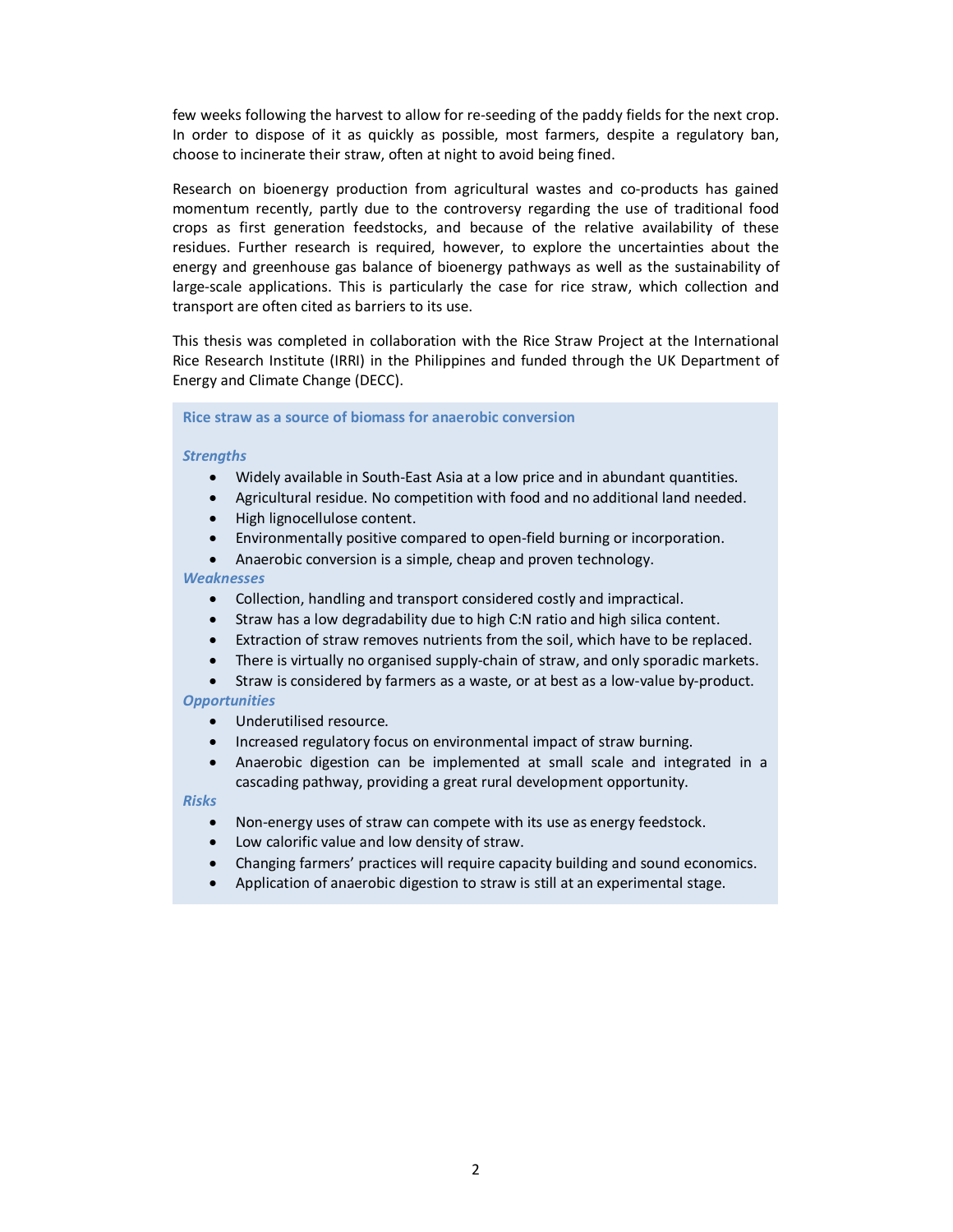few weeks following the harvest to allow for re-seeding of the paddy fields for the next crop. In order to dispose of it as quickly as possible, most farmers, despite a regulatory ban, choose to incinerate their straw, often at night to avoid being fined.

Research on bioenergy production from agricultural wastes and co-products has gained momentum recently, partly due to the controversy regarding the use of traditional food crops as first generation feedstocks, and because of the relative availability of these residues. Further research is required, however, to explore the uncertainties about the energy and greenhouse gas balance of bioenergy pathways as well as the sustainability of large-scale applications. This is particularly the case for rice straw, which collection and transport are often cited as barriers to its use.

This thesis was completed in collaboration with the Rice Straw Project at the International Rice Research Institute (IRRI) in the Philippines and funded through the UK Department of Energy and Climate Change (DECC).

**Rice straw as a source of biomass for anaerobic conversion**

***Strengths***

- Widely available in South-East Asia at a low price and in abundant quantities.
- Agricultural residue. No competition with food and no additional land needed.
- High lignocellulose content.
- Environmentally positive compared to open-field burning or incorporation.
- Anaerobic conversion is a simple, cheap and proven technology.

***Weaknesses***

- Collection, handling and transport considered costly and impractical.
- Straw has a low degradability due to high C:N ratio and high silica content.
- Extraction of straw removes nutrients from the soil, which have to be replaced.
- There is virtually no organised supply-chain of straw, and only sporadic markets.
- Straw is considered by farmers as a waste, or at best as a low-value by-product.

***Opportunities***

- Underutilised resource.
- Increased regulatory focus on environmental impact of straw burning.
- Anaerobic digestion can be implemented at small scale and integrated in a cascading pathway, providing a great rural development opportunity.

***Risks***

- Non-energy uses of straw can compete with its use as energy feedstock.
- Low calorific value and low density of straw.
- Changing farmers' practices will require capacity building and sound economics.
- Application of anaerobic digestion to straw is still at an experimental stage.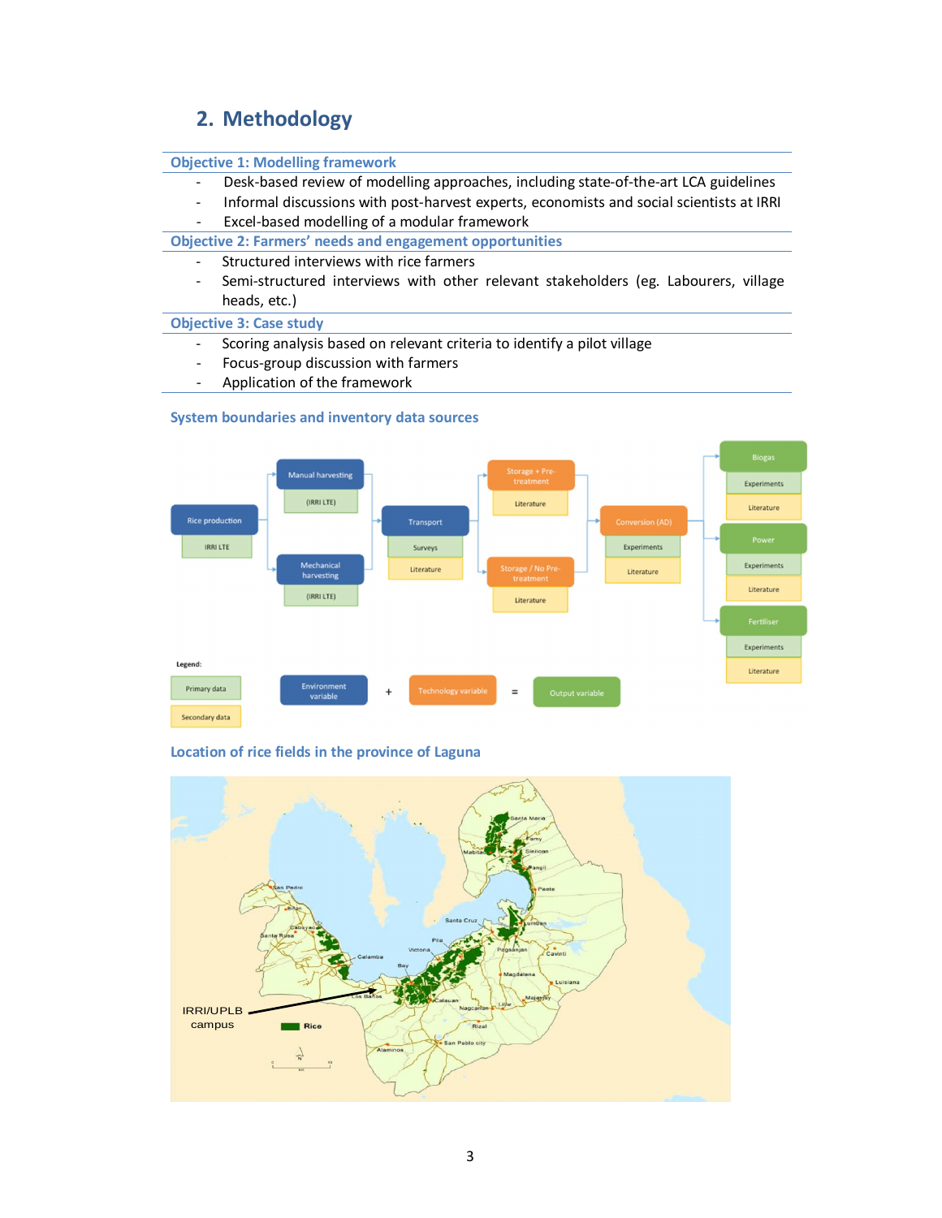## 2. Methodology

**Objective 1: Modelling framework**

- Desk-based review of modelling approaches, including state-of-the-art LCA guidelines
- Informal discussions with post-harvest experts, economists and social scientists at IRRI
- Excel-based modelling of a modular framework

**Objective 2: Farmers' needs and engagement opportunities**

- Structured interviews with rice farmers
- Semi-structured interviews with other relevant stakeholders (eg. Labourers, village heads, etc.)

**Objective 3: Case study**

- Scoring analysis based on relevant criteria to identify a pilot village
- Focus-group discussion with farmers
- Application of the framework

### System boundaries and inventory data sources

### Location of rice fields in the province of Laguna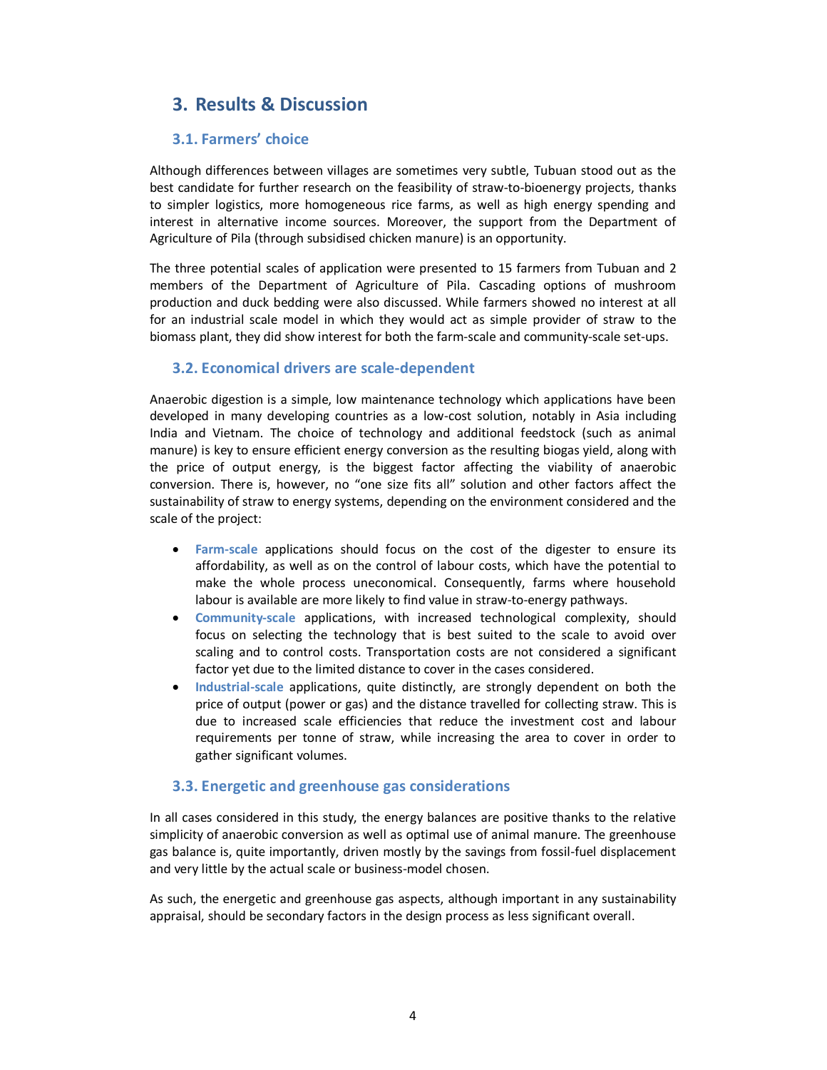# 3. Results & Discussion

## 3.1. Farmers' choice

Although differences between villages are sometimes very subtle, Tubuan stood out as the best candidate for further research on the feasibility of straw-to-bioenergy projects, thanks to simpler logistics, more homogeneous rice farms, as well as high energy spending and interest in alternative income sources. Moreover, the support from the Department of Agriculture of Pila (through subsidised chicken manure) is an opportunity.

The three potential scales of application were presented to 15 farmers from Tubuan and 2 members of the Department of Agriculture of Pila. Cascading options of mushroom production and duck bedding were also discussed. While farmers showed no interest at all for an industrial scale model in which they would act as simple provider of straw to the biomass plant, they did show interest for both the farm-scale and community-scale set-ups.

## 3.2. Economical drivers are scale-dependent

Anaerobic digestion is a simple, low maintenance technology which applications have been developed in many developing countries as a low-cost solution, notably in Asia including India and Vietnam. The choice of technology and additional feedstock (such as animal manure) is key to ensure efficient energy conversion as the resulting biogas yield, along with the price of output energy, is the biggest factor affecting the viability of anaerobic conversion. There is, however, no "one size fits all" solution and other factors affect the sustainability of straw to energy systems, depending on the environment considered and the scale of the project:

- **Farm-scale** applications should focus on the cost of the digester to ensure its affordability, as well as on the control of labour costs, which have the potential to make the whole process uneconomical. Consequently, farms where household labour is available are more likely to find value in straw-to-energy pathways.
- **Community-scale** applications, with increased technological complexity, should focus on selecting the technology that is best suited to the scale to avoid over scaling and to control costs. Transportation costs are not considered a significant factor yet due to the limited distance to cover in the cases considered.
- **Industrial-scale** applications, quite distinctly, are strongly dependent on both the price of output (power or gas) and the distance travelled for collecting straw. This is due to increased scale efficiencies that reduce the investment cost and labour requirements per tonne of straw, while increasing the area to cover in order to gather significant volumes.

## 3.3. Energetic and greenhouse gas considerations

In all cases considered in this study, the energy balances are positive thanks to the relative simplicity of anaerobic conversion as well as optimal use of animal manure. The greenhouse gas balance is, quite importantly, driven mostly by the savings from fossil-fuel displacement and very little by the actual scale or business-model chosen.

As such, the energetic and greenhouse gas aspects, although important in any sustainability appraisal, should be secondary factors in the design process as less significant overall.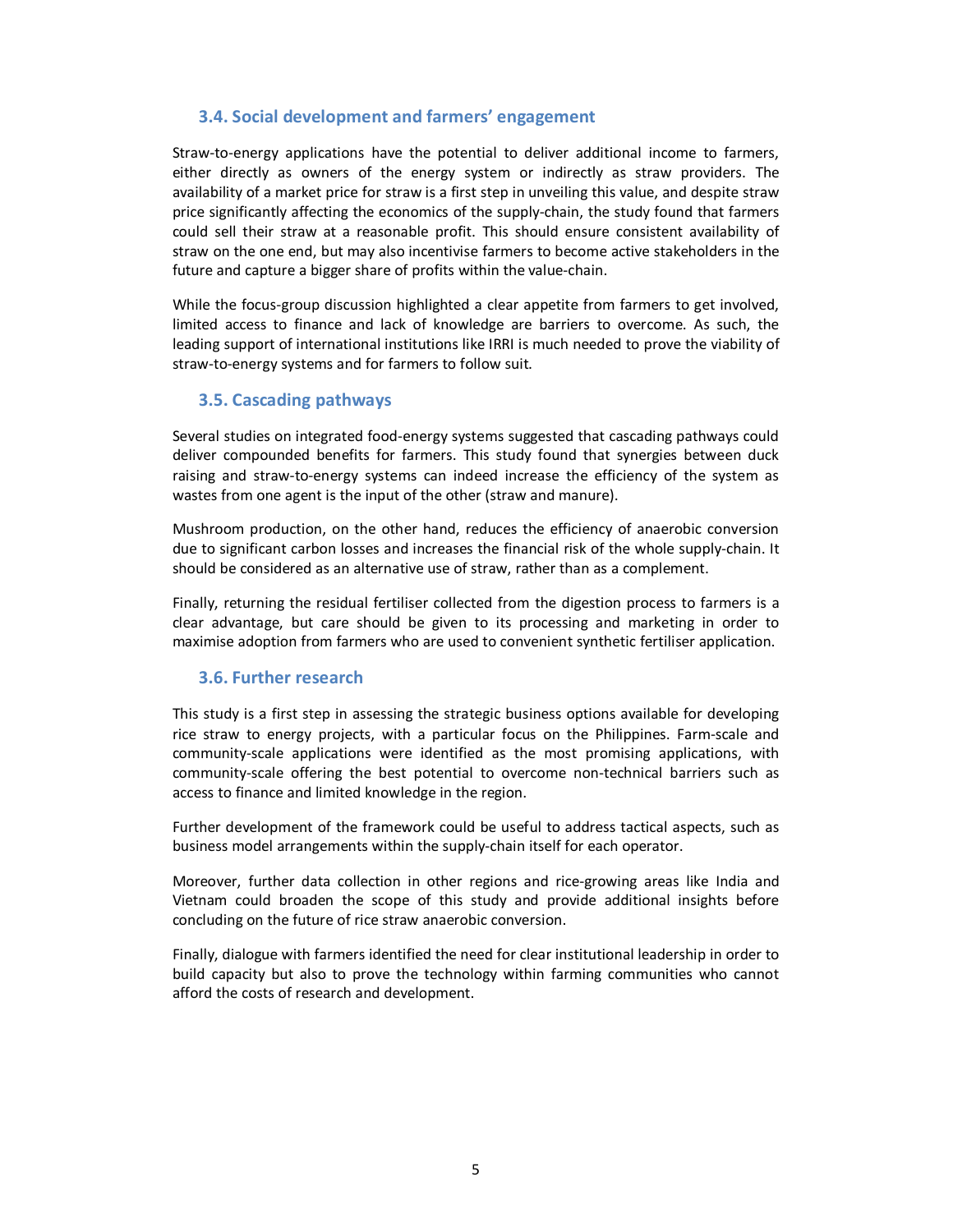### 3.4. Social development and farmers' engagement

Straw-to-energy applications have the potential to deliver additional income to farmers, either directly as owners of the energy system or indirectly as straw providers. The availability of a market price for straw is a first step in unveiling this value, and despite straw price significantly affecting the economics of the supply-chain, the study found that farmers could sell their straw at a reasonable profit. This should ensure consistent availability of straw on the one end, but may also incentivise farmers to become active stakeholders in the future and capture a bigger share of profits within the value-chain.

While the focus-group discussion highlighted a clear appetite from farmers to get involved, limited access to finance and lack of knowledge are barriers to overcome. As such, the leading support of international institutions like IRRI is much needed to prove the viability of straw-to-energy systems and for farmers to follow suit.

### 3.5. Cascading pathways

Several studies on integrated food-energy systems suggested that cascading pathways could deliver compounded benefits for farmers. This study found that synergies between duck raising and straw-to-energy systems can indeed increase the efficiency of the system as wastes from one agent is the input of the other (straw and manure).

Mushroom production, on the other hand, reduces the efficiency of anaerobic conversion due to significant carbon losses and increases the financial risk of the whole supply-chain. It should be considered as an alternative use of straw, rather than as a complement.

Finally, returning the residual fertiliser collected from the digestion process to farmers is a clear advantage, but care should be given to its processing and marketing in order to maximise adoption from farmers who are used to convenient synthetic fertiliser application.

### 3.6. Further research

This study is a first step in assessing the strategic business options available for developing rice straw to energy projects, with a particular focus on the Philippines. Farm-scale and community-scale applications were identified as the most promising applications, with community-scale offering the best potential to overcome non-technical barriers such as access to finance and limited knowledge in the region.

Further development of the framework could be useful to address tactical aspects, such as business model arrangements within the supply-chain itself for each operator.

Moreover, further data collection in other regions and rice-growing areas like India and Vietnam could broaden the scope of this study and provide additional insights before concluding on the future of rice straw anaerobic conversion.

Finally, dialogue with farmers identified the need for clear institutional leadership in order to build capacity but also to prove the technology within farming communities who cannot afford the costs of research and development.